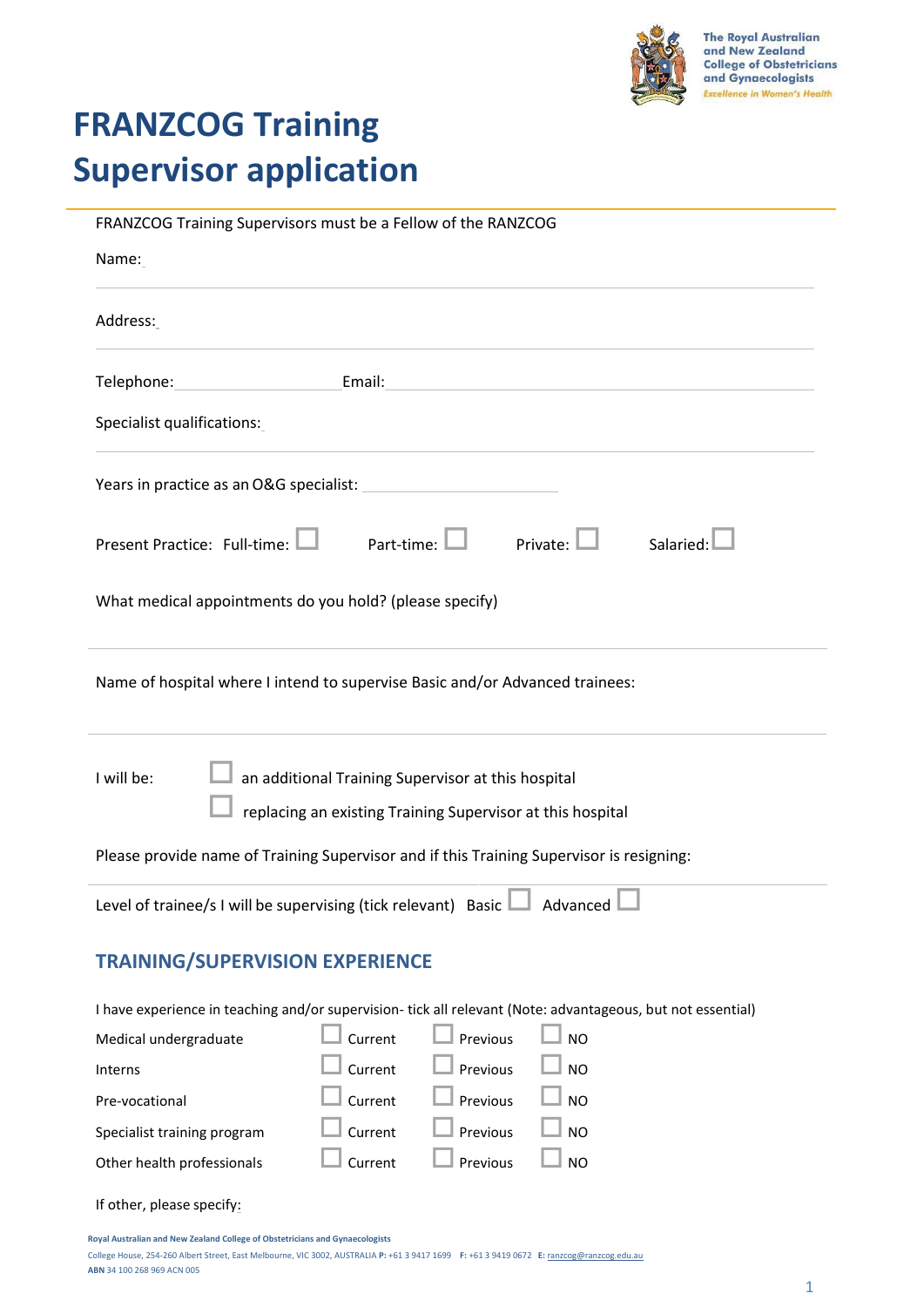# FRANZCOG Training Supervisor application

FRANZCOG Training Supervisors must be a Fellow of the RANZCOG

Name:

Address:

Telephone: Email:

Specialist qualifications:

Years in practice as an O&G specialist:

Present Practice: Full-time: ☐ Part-time: ☐ Private: ☐ Salaried: ☐

What medical appointments do you hold? (please specify)

Name of hospital where I intend to supervise Basic and/or Advanced trainees:

I will be:
- ☐ an additional Training Supervisor at this hospital
- ☐ replacing an existing Training Supervisor at this hospital

Please provide name of Training Supervisor and if this Training Supervisor is resigning:

Level of trainee/s I will be supervising (tick relevant) Basic ☐ Advanced ☐

## TRAINING/SUPERVISION EXPERIENCE

I have experience in teaching and/or supervision- tick all relevant (Note: advantageous, but not essential)

| | | | |
|---|---|---|---|
| Medical undergraduate | ☐ Current | ☐ Previous | ☐ NO |
| Interns | ☐ Current | ☐ Previous | ☐ NO |
| Pre-vocational | ☐ Current | ☐ Previous | ☐ NO |
| Specialist training program | ☐ Current | ☐ Previous | ☐ NO |
| Other health professionals | ☐ Current | ☐ Previous | ☐ NO |

If other, please specify:

**Royal Australian and New Zealand College of Obstetricians and Gynaecologists**
College House, 254-260 Albert Street, East Melbourne, VIC 3002, AUSTRALIA **P:** +61 3 9417 1699 **F:** +61 3 9419 0672 **E:** ranzcog@ranzcog.edu.au
**ABN** 34 100 268 969 ACN 005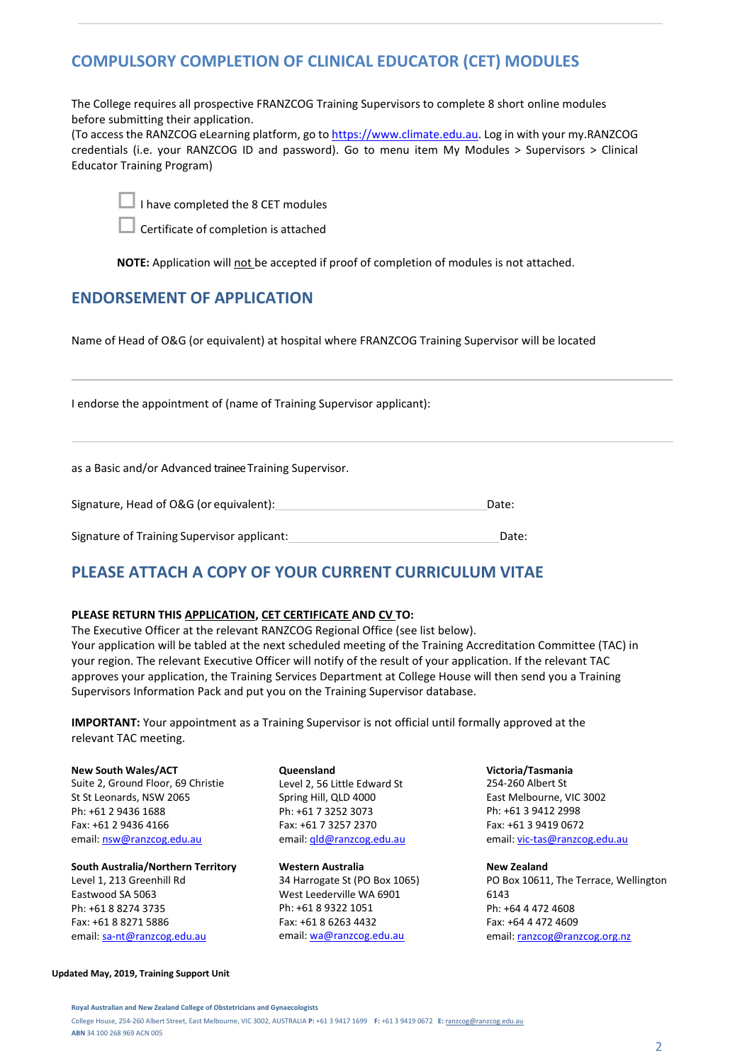## COMPULSORY COMPLETION OF CLINICAL EDUCATOR (CET) MODULES

The College requires all prospective FRANZCOG Training Supervisors to complete 8 short online modules before submitting their application.
(To access the RANZCOG eLearning platform, go to https://www.climate.edu.au. Log in with your my.RANZCOG credentials (i.e. your RANZCOG ID and password). Go to menu item My Modules > Supervisors > Clinical Educator Training Program)

☐ I have completed the 8 CET modules

☐ Certificate of completion is attached

**NOTE:** Application will not be accepted if proof of completion of modules is not attached.

## ENDORSEMENT OF APPLICATION

Name of Head of O&G (or equivalent) at hospital where FRANZCOG Training Supervisor will be located

_______________________________________________

I endorse the appointment of (name of Training Supervisor applicant):

_______________________________________________

as a Basic and/or Advanced trainee Training Supervisor.

Signature, Head of O&G (or equivalent): ______________________ Date:

Signature of Training Supervisor applicant: ______________________ Date:

## PLEASE ATTACH A COPY OF YOUR CURRENT CURRICULUM VITAE

**PLEASE RETURN THIS APPLICATION, CET CERTIFICATE AND CV TO:**
The Executive Officer at the relevant RANZCOG Regional Office (see list below).
Your application will be tabled at the next scheduled meeting of the Training Accreditation Committee (TAC) in your region. The relevant Executive Officer will notify of the result of your application. If the relevant TAC approves your application, the Training Services Department at College House will then send you a Training Supervisors Information Pack and put you on the Training Supervisor database.

**IMPORTANT:** Your appointment as a Training Supervisor is not official until formally approved at the relevant TAC meeting.

**New South Wales/ACT**
Suite 2, Ground Floor, 69 Christie St St Leonards, NSW 2065
Ph: +61 2 9436 1688
Fax: +61 2 9436 4166
email: nsw@ranzcog.edu.au

**Queensland**
Level 2, 56 Little Edward St
Spring Hill, QLD 4000
Ph: +61 7 3252 3073
Fax: +61 7 3257 2370
email: qld@ranzcog.edu.au

**Victoria/Tasmania**
254-260 Albert St
East Melbourne, VIC 3002
Ph: +61 3 9412 2998
Fax: +61 3 9419 0672
email: vic-tas@ranzcog.edu.au

**South Australia/Northern Territory**
Level 1, 213 Greenhill Rd
Eastwood SA 5063
Ph: +61 8 8274 3735
Fax: +61 8 8271 5886
email: sa-nt@ranzcog.edu.au

**Western Australia**
34 Harrogate St (PO Box 1065)
West Leederville WA 6901
Ph: +61 8 9322 1051
Fax: +61 8 6263 4432
email: wa@ranzcog.edu.au

**New Zealand**
PO Box 10611, The Terrace, Wellington 6143
Ph: +64 4 472 4608
Fax: +64 4 472 4609
email: ranzcog@ranzcog.org.nz

**Updated May, 2019, Training Support Unit**